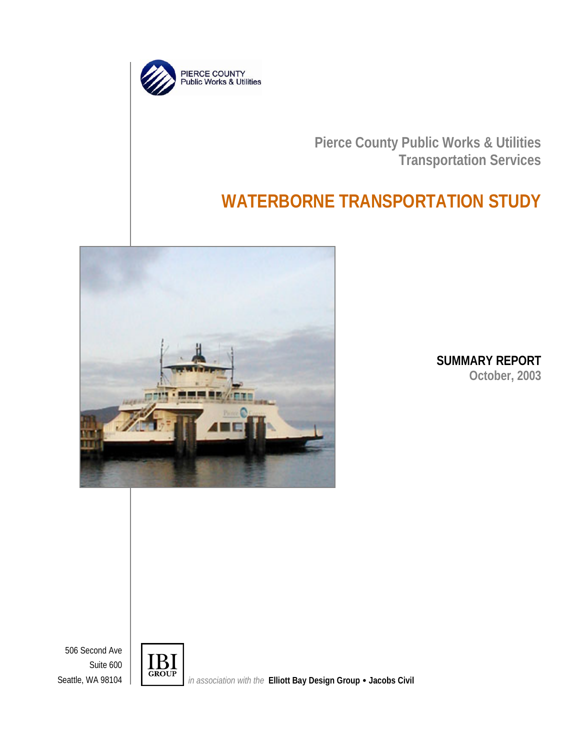PIERCE COUNTY
Public Works & Utilities

**Pierce County Public Works & Utilities**
**Transportation Services**

# WATERBORNE TRANSPORTATION STUDY

**SUMMARY REPORT**
**October, 2003**

506 Second Ave
Suite 600
Seattle, WA 98104

IBI GROUP *in association with the* **Elliott Bay Design Group • Jacobs Civil**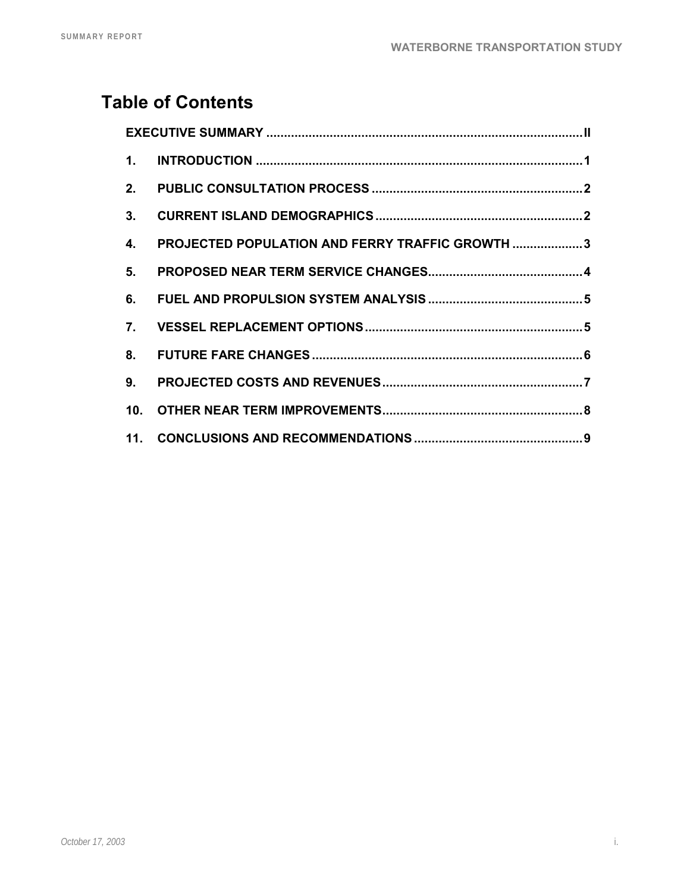# Table of Contents

EXECUTIVE SUMMARY ..... II

1. INTRODUCTION ..... 1
2. PUBLIC CONSULTATION PROCESS ..... 2
3. CURRENT ISLAND DEMOGRAPHICS ..... 2
4. PROJECTED POPULATION AND FERRY TRAFFIC GROWTH ..... 3
5. PROPOSED NEAR TERM SERVICE CHANGES ..... 4
6. FUEL AND PROPULSION SYSTEM ANALYSIS ..... 5
7. VESSEL REPLACEMENT OPTIONS ..... 5
8. FUTURE FARE CHANGES ..... 6
9. PROJECTED COSTS AND REVENUES ..... 7
10. OTHER NEAR TERM IMPROVEMENTS ..... 8
11. CONCLUSIONS AND RECOMMENDATIONS ..... 9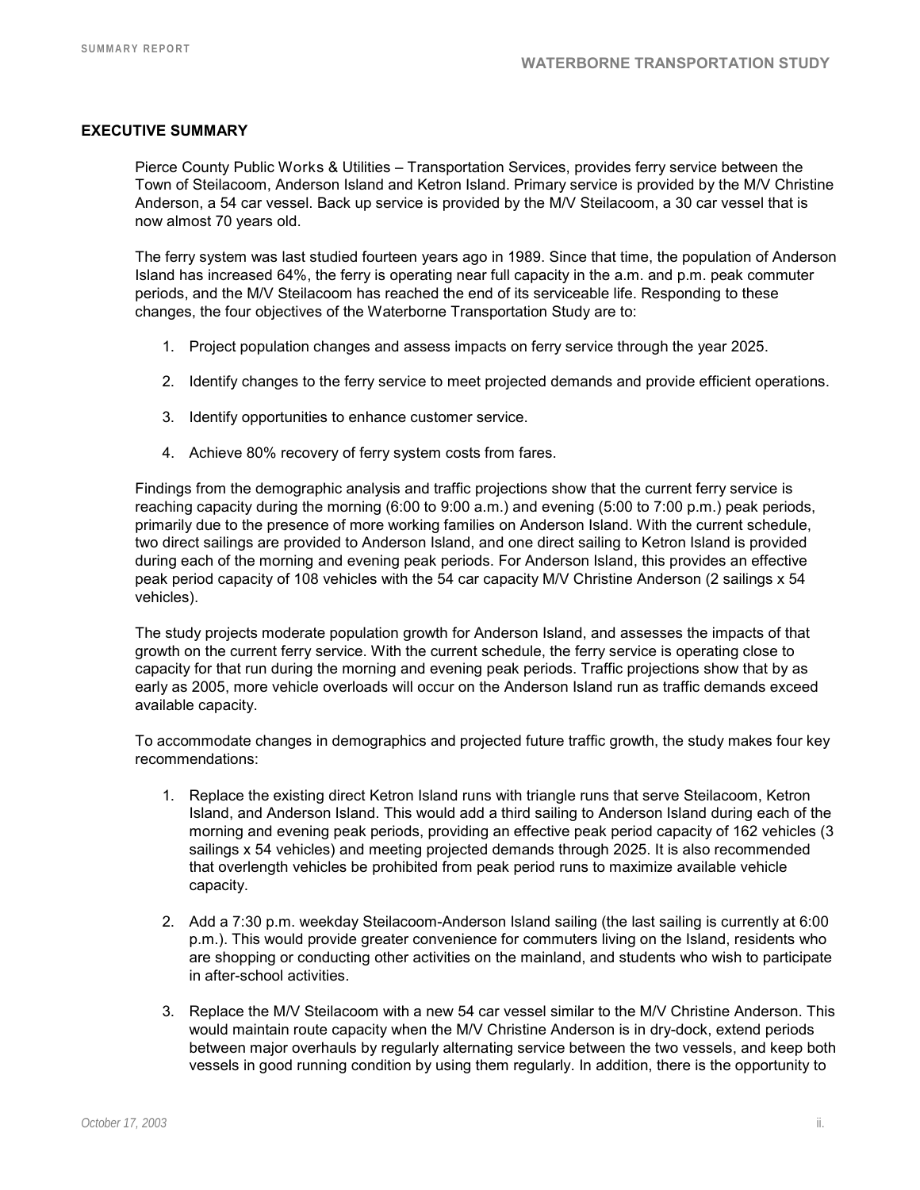## EXECUTIVE SUMMARY

Pierce County Public Works & Utilities – Transportation Services, provides ferry service between the Town of Steilacoom, Anderson Island and Ketron Island. Primary service is provided by the M/V Christine Anderson, a 54 car vessel. Back up service is provided by the M/V Steilacoom, a 30 car vessel that is now almost 70 years old.

The ferry system was last studied fourteen years ago in 1989. Since that time, the population of Anderson Island has increased 64%, the ferry is operating near full capacity in the a.m. and p.m. peak commuter periods, and the M/V Steilacoom has reached the end of its serviceable life. Responding to these changes, the four objectives of the Waterborne Transportation Study are to:

1. Project population changes and assess impacts on ferry service through the year 2025.
2. Identify changes to the ferry service to meet projected demands and provide efficient operations.
3. Identify opportunities to enhance customer service.
4. Achieve 80% recovery of ferry system costs from fares.

Findings from the demographic analysis and traffic projections show that the current ferry service is reaching capacity during the morning (6:00 to 9:00 a.m.) and evening (5:00 to 7:00 p.m.) peak periods, primarily due to the presence of more working families on Anderson Island. With the current schedule, two direct sailings are provided to Anderson Island, and one direct sailing to Ketron Island is provided during each of the morning and evening peak periods. For Anderson Island, this provides an effective peak period capacity of 108 vehicles with the 54 car capacity M/V Christine Anderson (2 sailings x 54 vehicles).

The study projects moderate population growth for Anderson Island, and assesses the impacts of that growth on the current ferry service. With the current schedule, the ferry service is operating close to capacity for that run during the morning and evening peak periods. Traffic projections show that by as early as 2005, more vehicle overloads will occur on the Anderson Island run as traffic demands exceed available capacity.

To accommodate changes in demographics and projected future traffic growth, the study makes four key recommendations:

1. Replace the existing direct Ketron Island runs with triangle runs that serve Steilacoom, Ketron Island, and Anderson Island. This would add a third sailing to Anderson Island during each of the morning and evening peak periods, providing an effective peak period capacity of 162 vehicles (3 sailings x 54 vehicles) and meeting projected demands through 2025. It is also recommended that overlength vehicles be prohibited from peak period runs to maximize available vehicle capacity.
2. Add a 7:30 p.m. weekday Steilacoom-Anderson Island sailing (the last sailing is currently at 6:00 p.m.). This would provide greater convenience for commuters living on the Island, residents who are shopping or conducting other activities on the mainland, and students who wish to participate in after-school activities.
3. Replace the M/V Steilacoom with a new 54 car vessel similar to the M/V Christine Anderson. This would maintain major route capacity when the M/V Christine Anderson is in dry-dock, extend periods between major overhauls by regularly alternating service between the two vessels, and keep both vessels in good running condition by using them regularly. In addition, there is the opportunity to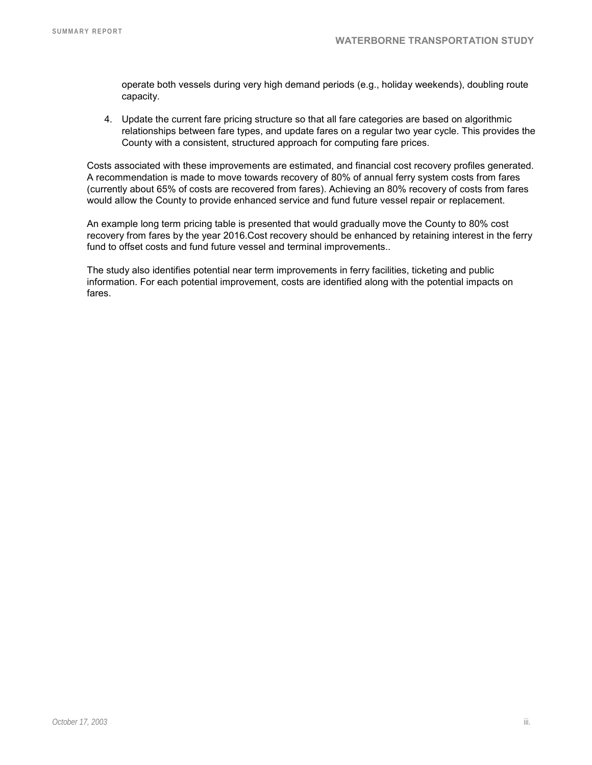operate both vessels during very high demand periods (e.g., holiday weekends), doubling route capacity.

4. Update the current fare pricing structure so that all fare categories are based on algorithmic relationships between fare types, and update fares on a regular two year cycle. This provides the County with a consistent, structured approach for computing fare prices.

Costs associated with these improvements are estimated, and financial cost recovery profiles generated. A recommendation is made to move towards recovery of 80% of annual ferry system costs from fares (currently about 65% of costs are recovered from fares). Achieving an 80% recovery of costs from fares would allow the County to provide enhanced service and fund future vessel repair or replacement.

An example long term pricing table is presented that would gradually move the County to 80% cost recovery from fares by the year 2016.Cost recovery should be enhanced by retaining interest in the ferry fund to offset costs and fund future vessel and terminal improvements..

The study also identifies potential near term improvements in ferry facilities, ticketing and public information. For each potential improvement, costs are identified along with the potential impacts on fares.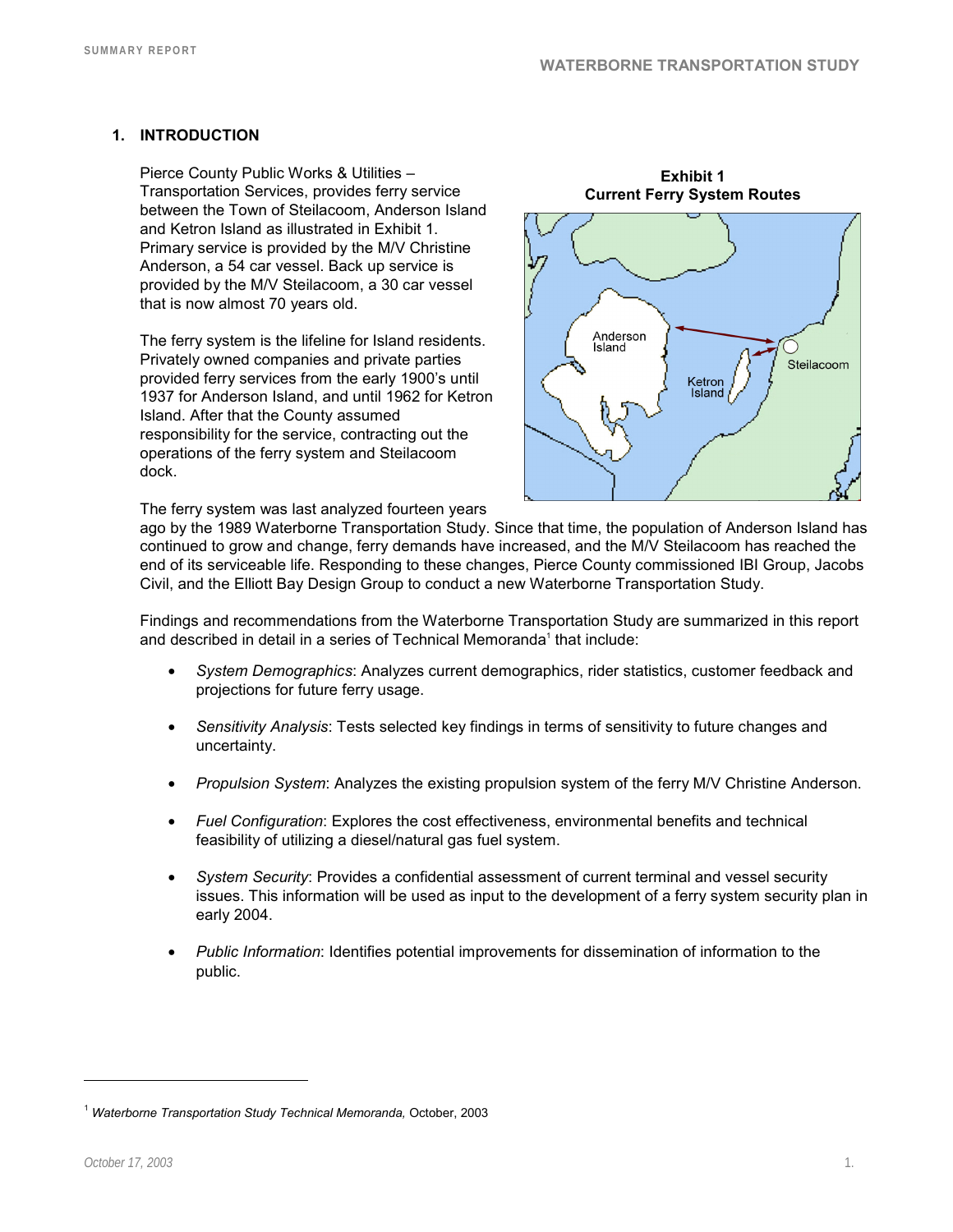# 1. INTRODUCTION

Pierce County Public Works & Utilities – Transportation Services, provides ferry service between the Town of Steilacoom, Anderson Island and Ketron Island as illustrated in Exhibit 1. Primary service is provided by the M/V Christine Anderson, a 54 car vessel. Back up service is provided by the M/V Steilacoom, a 30 car vessel that is now almost 70 years old.

**Exhibit 1**
**Current Ferry System Routes**

The ferry system is the lifeline for Island residents. Privately owned companies and private parties provided ferry services from the early 1900's until 1937 for Anderson Island, and until 1962 for Ketron Island. After that the County assumed responsibility for the service, contracting out the operations of the ferry system and Steilacoom dock.

The ferry system was last analyzed fourteen years ago by the 1989 Waterborne Transportation Study. Since that time, the population of Anderson Island has continued to grow and change, ferry demands have increased, and the M/V Steilacoom has reached the end of its serviceable life. Responding to these changes, Pierce County commissioned IBI Group, Jacobs Civil, and the Elliott Bay Design Group to conduct a new Waterborne Transportation Study.

Findings and recommendations from the Waterborne Transportation Study are summarized in this report and described in detail in a series of Technical Memoranda[1] that include:

- *System Demographics*: Analyzes current demographics, rider statistics, customer feedback and projections for future ferry usage.
- *Sensitivity Analysis*: Tests selected key findings in terms of sensitivity to future changes and uncertainty.
- *Propulsion System*: Analyzes the existing propulsion system of the ferry M/V Christine Anderson.
- *Fuel Configuration*: Explores the cost effectiveness, environmental benefits and technical feasibility of utilizing a diesel/natural gas fuel system.
- *System Security*: Provides a confidential assessment of current terminal and vessel security issues. This information will be used as input to the development of a ferry system security plan in early 2004.
- *Public Information*: Identifies potential improvements for dissemination of information to the public.

[1] *Waterborne Transportation Study Technical Memoranda,* October, 2003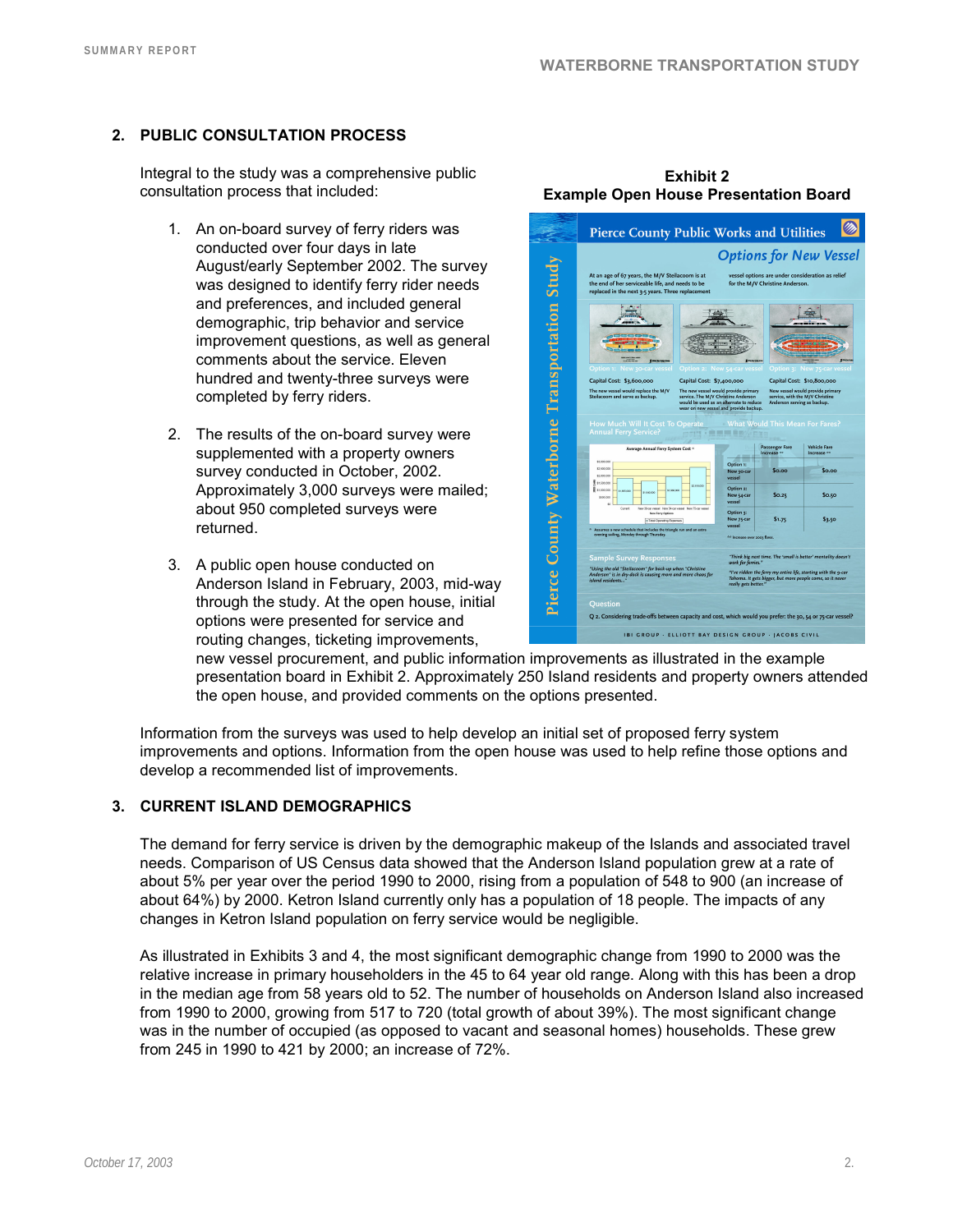## 2. PUBLIC CONSULTATION PROCESS

Integral to the study was a comprehensive public consultation process that included:

1. An on-board survey of ferry riders was conducted over four days in late August/early September 2002. The survey was designed to identify ferry rider needs and preferences, and included general demographic, trip behavior and service improvement questions, as well as general comments about the service. Eleven hundred and twenty-three surveys were completed by ferry riders.

2. The results of the on-board survey were supplemented with a property owners survey conducted in October, 2002. Approximately 3,000 surveys were mailed; about 950 completed surveys were returned.

3. A public open house conducted on Anderson Island in February, 2003, mid-way through the study. At the open house, initial options were presented for service and routing changes, ticketing improvements, new vessel procurement, and public information improvements as illustrated in the example presentation board in Exhibit 2. Approximately 250 Island residents and property owners attended the open house, and provided comments on the options presented.

**Exhibit 2**
**Example Open House Presentation Board**

Information from the surveys was used to help develop an initial set of proposed ferry system improvements and options. Information from the open house was used to help refine those options and develop a recommended list of improvements.

## 3. CURRENT ISLAND DEMOGRAPHICS

The demand for ferry service is driven by the demographic makeup of the Islands and associated travel needs. Comparison of US Census data showed that the Anderson Island population grew at a rate of about 5% per year over the period 1990 to 2000, rising from a population of 548 to 900 (an increase of about 64%) by 2000. Ketron Island currently only has a population of 18 people. The impacts of any changes in Ketron Island population on ferry service would be negligible.

As illustrated in Exhibits 3 and 4, the most significant demographic change from 1990 to 2000 was the relative increase in primary householders in the 45 to 64 year old range. Along with this has been a drop in the median age from 58 years old to 52. The number of households on Anderson Island also increased from 1990 to 2000, growing from 517 to 720 (total growth of about 39%). The most significant change was in the number of occupied (as opposed to vacant and seasonal homes) households. These grew from 245 in 1990 to 421 by 2000; an increase of 72%.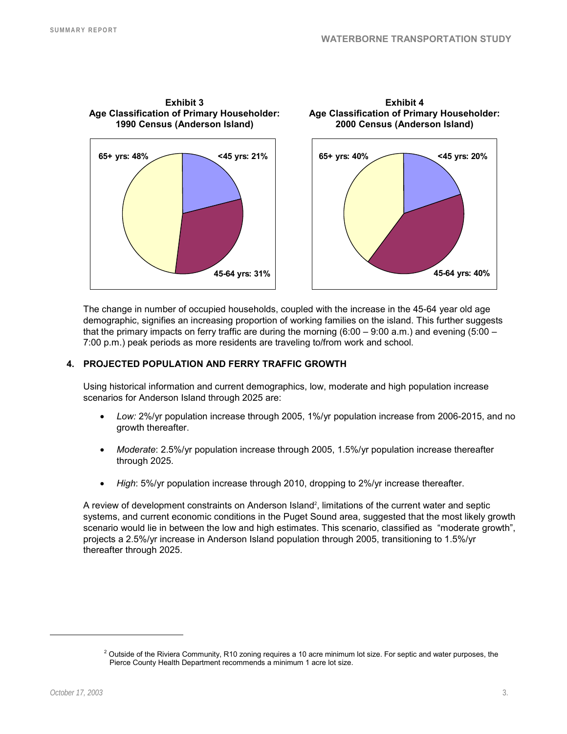**Exhibit 3**
**Age Classification of Primary Householder: 1990 Census (Anderson Island)**

65+ yrs: 48%
<45 yrs: 21%
45-64 yrs: 31%

**Exhibit 4**
**Age Classification of Primary Householder: 2000 Census (Anderson Island)**

65+ yrs: 40%
<45 yrs: 20%
45-64 yrs: 40%

The change in number of occupied households, coupled with the increase in the 45-64 year old age demographic, signifies an increasing proportion of working families on the island. This further suggests that the primary impacts on ferry traffic are during the morning (6:00 – 9:00 a.m.) and evening (5:00 – 7:00 p.m.) peak periods as more residents are traveling to/from work and school.

## 4. PROJECTED POPULATION AND FERRY TRAFFIC GROWTH

Using historical information and current demographics, low, moderate and high population increase scenarios for Anderson Island through 2025 are:

- *Low:* 2%/yr population increase through 2005, 1%/yr population increase from 2006-2015, and no growth thereafter.
- *Moderate*: 2.5%/yr population increase through 2005, 1.5%/yr population increase thereafter through 2025.
- *High*: 5%/yr population increase through 2010, dropping to 2%/yr increase thereafter.

A review of development constraints on Anderson Island[2], limitations of the current water and septic systems, and current economic conditions in the Puget Sound area, suggested that the most likely growth scenario would lie in between the low and high estimates. This scenario, classified as "moderate growth", projects a 2.5%/yr increase in Anderson Island population through 2005, transitioning to 1.5%/yr thereafter through 2025.

[2] Outside of the Riviera Community, R10 zoning requires a 10 acre minimum lot size. For septic and water purposes, the Pierce County Health Department recommends a minimum 1 acre lot size.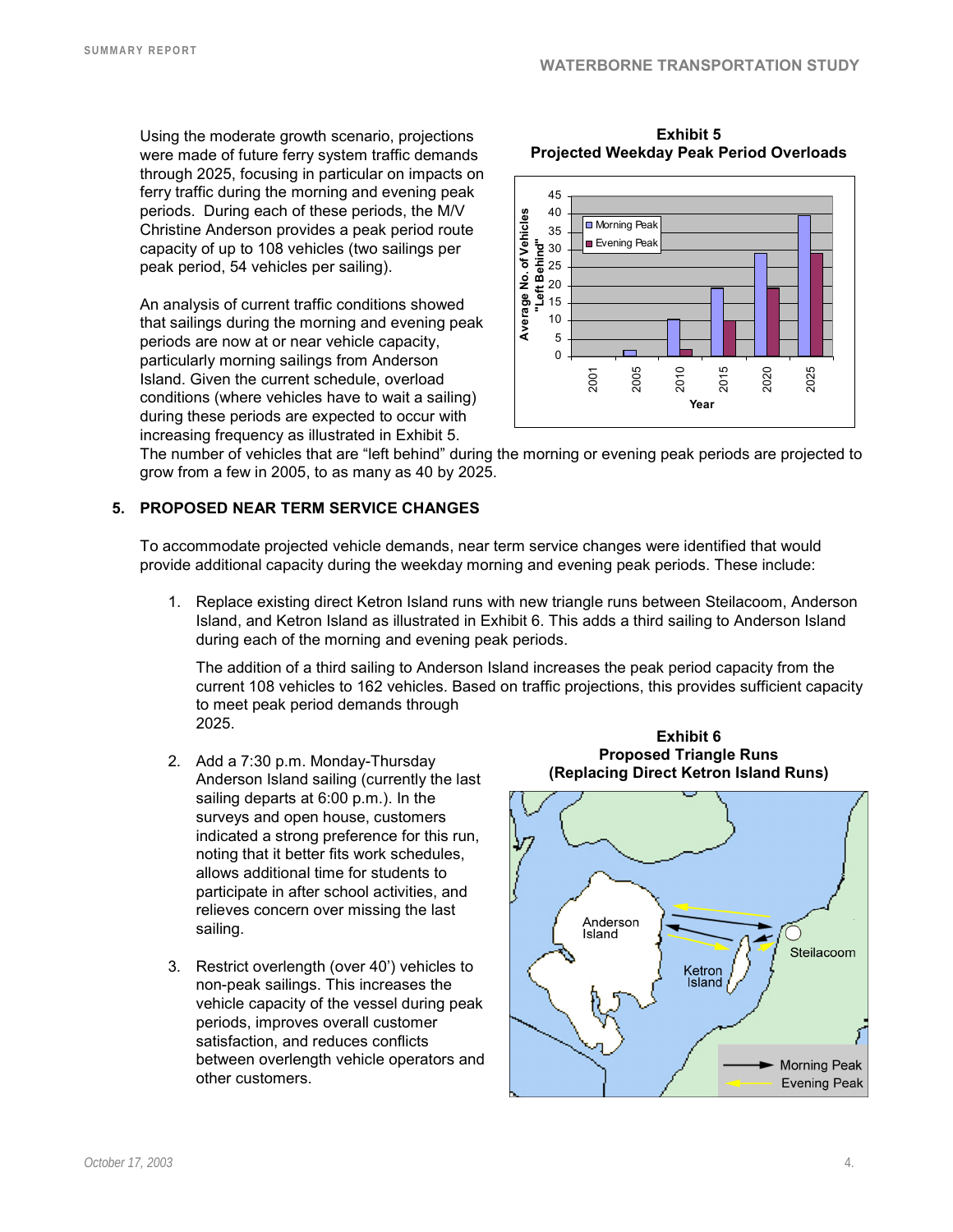Using the moderate growth scenario, projections were made of future ferry system traffic demands through 2025, focusing in particular on impacts on ferry traffic during the morning and evening peak periods. During each of these periods, the M/V Christine Anderson provides a peak period route capacity of up to 108 vehicles (two sailings per peak period, 54 vehicles per sailing).

An analysis of current traffic conditions showed that sailings during the morning and evening peak periods are now at or near vehicle capacity, particularly morning sailings from Anderson Island. Given the current schedule, overload conditions (where vehicles have to wait a sailing) during these periods are expected to occur with increasing frequency as illustrated in Exhibit 5. The number of vehicles that are "left behind" during the morning or evening peak periods are projected to grow from a few in 2005, to as many as 40 by 2025.

**Exhibit 5**
**Projected Weekday Peak Period Overloads**

## 5. PROPOSED NEAR TERM SERVICE CHANGES

To accommodate projected vehicle demands, near term service changes were identified that would provide additional capacity during the weekday morning and evening peak periods. These include:

1. Replace existing direct Ketron Island runs with new triangle runs between Steilacoom, Anderson Island, and Ketron Island as illustrated in Exhibit 6. This adds a third sailing to Anderson Island during each of the morning and evening peak periods.

   The addition of a third sailing to Anderson Island increases the peak period capacity from the current 108 vehicles to 162 vehicles. Based on traffic projections, this provides sufficient capacity to meet peak period demands through 2025.

2. Add a 7:30 p.m. Monday-Thursday Anderson Island sailing (currently the last sailing departs at 6:00 p.m.). In the surveys and open house, customers indicated a strong preference for this run, noting that it better fits work schedules, allows additional time for students to participate in after school activities, and relieves concern over missing the last sailing.

3. Restrict overlength (over 40') vehicles to non-peak sailings. This increases the vehicle capacity of the vessel during peak periods, improves overall customer satisfaction, and reduces conflicts between overlength vehicle operators and other customers.

**Exhibit 6**
**Proposed Triangle Runs**
**(Replacing Direct Ketron Island Runs)**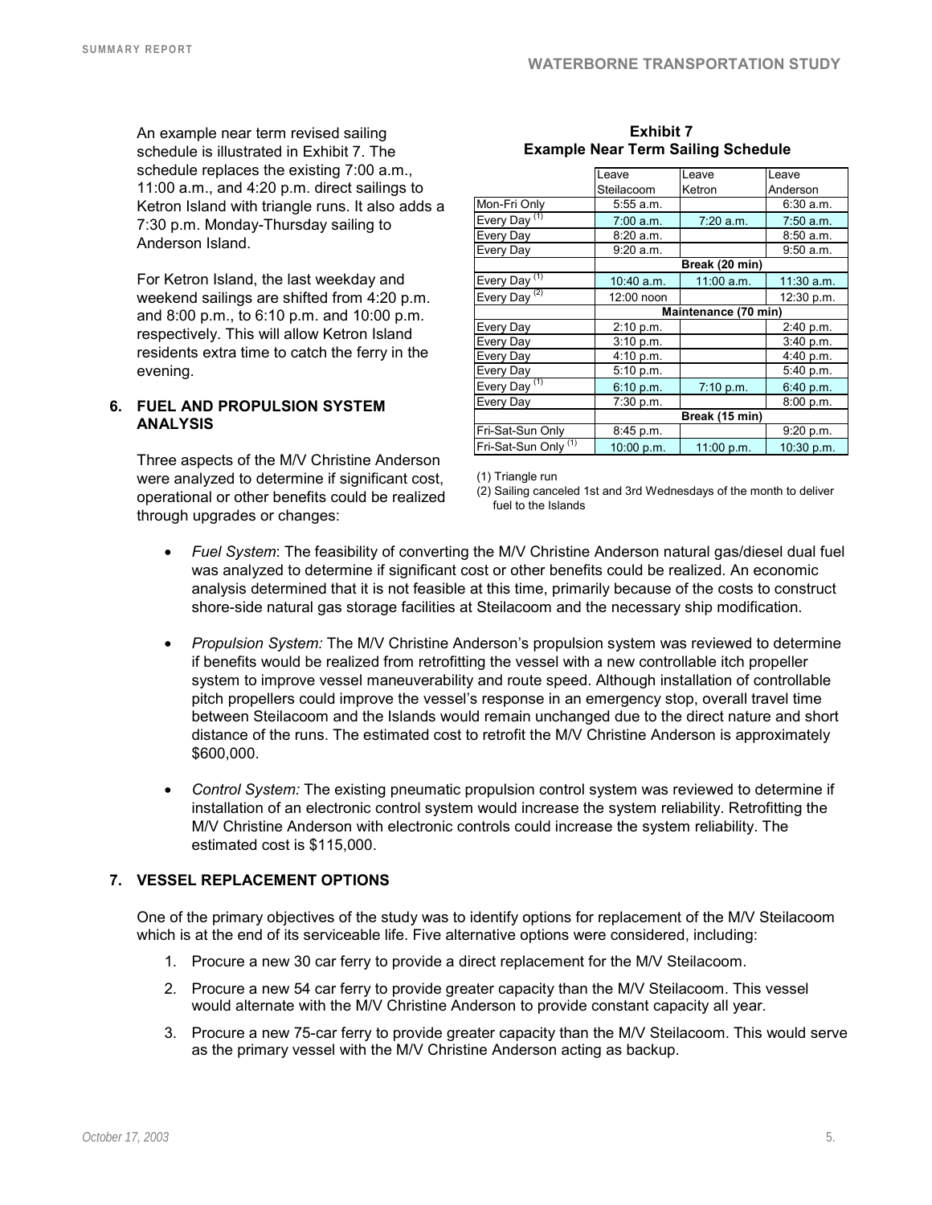An example near term revised sailing schedule is illustrated in Exhibit 7. The schedule replaces the existing 7:00 a.m., 11:00 a.m., and 4:20 p.m. direct sailings to Ketron Island with triangle runs. It also adds a 7:30 p.m. Monday-Thursday sailing to Anderson Island.

For Ketron Island, the last weekday and weekend sailings are shifted from 4:20 p.m. and 8:00 p.m., to 6:10 p.m. and 10:00 p.m. respectively. This will allow Ketron Island residents extra time to catch the ferry in the evening.

**Exhibit 7**
**Example Near Term Sailing Schedule**

| | Leave Steilacoom | Leave Ketron | Leave Anderson |
|---|---|---|---|
| Mon-Fri Only | 5:55 a.m. | | 6:30 a.m. |
| Every Day (1) | 7:00 a.m. | 7:20 a.m. | 7:50 a.m. |
| Every Day | 8:20 a.m. | | 8:50 a.m. |
| Every Day | 9:20 a.m. | | 9:50 a.m. |
| | Break (20 min) | | |
| Every Day (1) | 10:40 a.m. | 11:00 a.m. | 11:30 a.m. |
| Every Day (2) | 12:00 noon | | 12:30 p.m. |
| | Maintenance (70 min) | | |
| Every Day | 2:10 p.m. | | 2:40 p.m. |
| Every Day | 3:10 p.m. | | 3:40 p.m. |
| Every Day | 4:10 p.m. | | 4:40 p.m. |
| Every Day | 5:10 p.m. | | 5:40 p.m. |
| Every Day (1) | 6:10 p.m. | 7:10 p.m. | 6:40 p.m. |
| Every Day | 7:30 p.m. | | 8:00 p.m. |
| | Break (15 min) | | |
| Fri-Sat-Sun Only | 8:45 p.m. | | 9:20 p.m. |
| Fri-Sat-Sun Only (1) | 10:00 p.m. | 11:00 p.m. | 10:30 p.m. |

(1) Triangle run
(2) Sailing canceled 1st and 3rd Wednesdays of the month to deliver fuel to the Islands

## 6. FUEL AND PROPULSION SYSTEM ANALYSIS

Three aspects of the M/V Christine Anderson were analyzed to determine if significant cost, operational or other benefits could be realized through upgrades or changes:

- *Fuel System*: The feasibility of converting the M/V Christine Anderson natural gas/diesel dual fuel was analyzed to determine if significant cost or other benefits could be realized. An economic analysis determined that it is not feasible at this time, primarily because of the costs to construct shore-side natural gas storage facilities at Steilacoom and the necessary ship modification.

- *Propulsion System:* The M/V Christine Anderson's propulsion system was reviewed to determine if benefits would be realized from retrofitting the vessel with a new controllable itch propeller system to improve vessel maneuverability and route speed. Although installation of controllable pitch propellers could improve the vessel's response in an emergency stop, overall travel time between Steilacoom and the Islands would remain unchanged due to the direct nature and short distance of the runs. The estimated cost to retrofit the M/V Christine Anderson is approximately $600,000.

- *Control System:* The existing pneumatic propulsion control system was reviewed to determine if installation of an electronic control system would increase the system reliability. Retrofitting the M/V Christine Anderson with electronic controls could increase the system reliability. The estimated cost is $115,000.

## 7. VESSEL REPLACEMENT OPTIONS

One of the primary objectives of the study was to identify options for replacement of the M/V Steilacoom which is at the end of its serviceable life. Five alternative options were considered, including:

1. Procure a new 30 car ferry to provide a direct replacement for the M/V Steilacoom.
2. Procure a new 54 car ferry to provide greater capacity than the M/V Steilacoom. This vessel would alternate with the M/V Christine Anderson to provide constant capacity all year.
3. Procure a new 75-car ferry to provide greater capacity than the M/V Steilacoom. This would serve as the primary vessel with the M/V Christine Anderson acting as backup.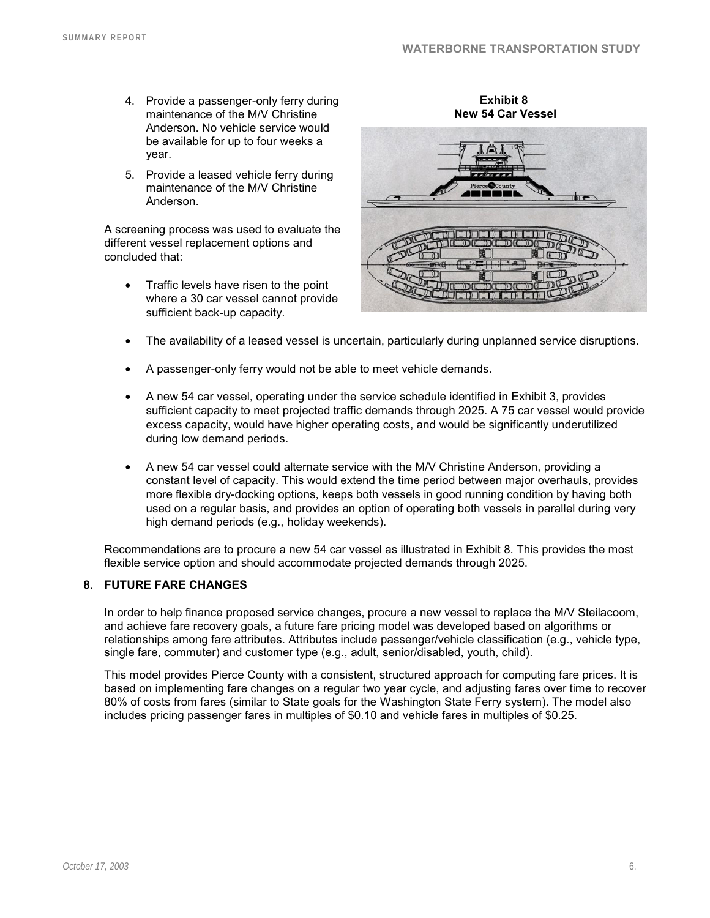4. Provide a passenger-only ferry during maintenance of the M/V Christine Anderson. No vehicle service would be available for up to four weeks a year.
5. Provide a leased vehicle ferry during maintenance of the M/V Christine Anderson.

A screening process was used to evaluate the different vessel replacement options and concluded that:

- Traffic levels have risen to the point where a 30 car vessel cannot provide sufficient back-up capacity.
- The availability of a leased vessel is uncertain, particularly during unplanned service disruptions.
- A passenger-only ferry would not be able to meet vehicle demands.
- A new 54 car vessel, operating under the service schedule identified in Exhibit 3, provides sufficient capacity to meet projected traffic demands through 2025. A 75 car vessel would provide excess capacity, would have higher operating costs, and would be significantly underutilized during low demand periods.
- A new 54 car vessel could alternate service with the M/V Christine Anderson, providing a constant level of capacity. This would extend the time period between major overhauls, provides more flexible dry-docking options, keeps both vessels in good running condition by having both used on a regular basis, and provides an option of operating both vessels in parallel during very high demand periods (e.g., holiday weekends).

**Exhibit 8**
**New 54 Car Vessel**

Recommendations are to procure a new 54 car vessel as illustrated in Exhibit 8. This provides the most flexible service option and should accommodate projected demands through 2025.

## 8. FUTURE FARE CHANGES

In order to help finance proposed service changes, procure a new vessel to replace the M/V Steilacoom, and achieve fare recovery goals, a future fare pricing model was developed based on algorithms or relationships among fare attributes. Attributes include passenger/vehicle classification (e.g., vehicle type, single fare, commuter) and customer type (e.g., adult, senior/disabled, youth, child).

This model provides Pierce County with a consistent, structured approach for computing fare prices. It is based on implementing fare changes on a regular two year cycle, and adjusting fares over time to recover 80% of costs from fares (similar to State goals for the Washington State Ferry system). The model also includes pricing passenger fares in multiples of $0.10 and vehicle fares in multiples of $0.25.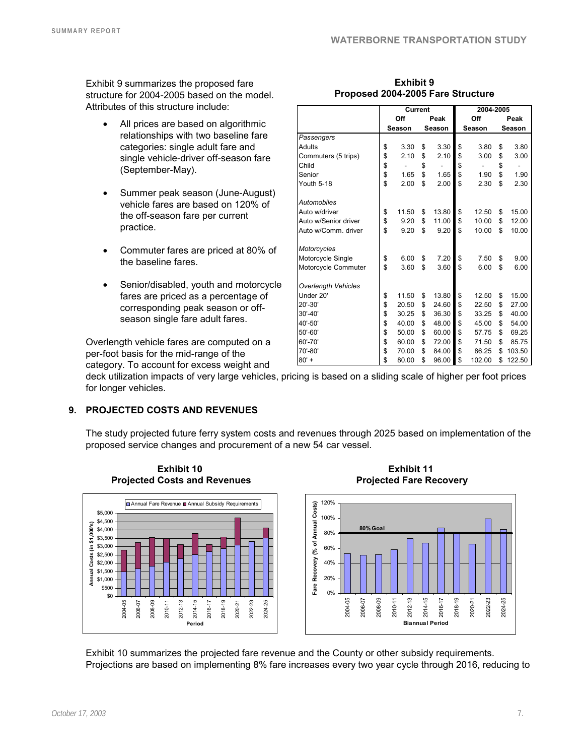Exhibit 9 summarizes the proposed fare structure for 2004-2005 based on the model. Attributes of this structure include:

- All prices are based on algorithmic relationships with two baseline fare categories: single adult fare and single vehicle-driver off-season fare (September-May).
- Summer peak season (June-August) vehicle fares are based on 120% of the off-season fare per current practice.
- Commuter fares are priced at 80% of the baseline fares.
- Senior/disabled, youth and motorcycle fares are priced as a percentage of corresponding peak season or off-season single fare adult fares.

Overlength vehicle fares are computed on a per-foot basis for the mid-range of the category. To account for excess weight and deck utilization impacts of very large vehicles, pricing is based on a sliding scale of higher per foot prices for longer vehicles.

**Exhibit 9**
**Proposed 2004-2005 Fare Structure**

| | Current | | 2004-2005 | |
|---|---|---|---|---|
| | Off Season | Peak Season | Off Season | Peak Season |
| *Passengers* | | | | |
| Adults | $ 3.30 | $ 3.30 | $ 3.80 | $ 3.80 |
| Commuters (5 trips) | $ 2.10 | $ 2.10 | $ 3.00 | $ 3.00 |
| Child | $ - | $ - | $ - | $ - |
| Senior | $ 1.65 | $ 1.65 | $ 1.90 | $ 1.90 |
| Youth 5-18 | $ 2.00 | $ 2.00 | $ 2.30 | $ 2.30 |
| *Automobiles* | | | | |
| Auto w/driver | $ 11.50 | $ 13.80 | $ 12.50 | $ 15.00 |
| Auto w/Senior driver | $ 9.20 | $ 11.00 | $ 10.00 | $ 12.00 |
| Auto w/Comm. driver | $ 9.20 | $ 9.20 | $ 10.00 | $ 10.00 |
| *Motorcycles* | | | | |
| Motorcycle Single | $ 6.00 | $ 7.20 | $ 7.50 | $ 9.00 |
| Motorcycle Commuter | $ 3.60 | $ 3.60 | $ 6.00 | $ 6.00 |
| *Overlength Vehicles* | | | | |
| Under 20' | $ 11.50 | $ 13.80 | $ 12.50 | $ 15.00 |
| 20'-30' | $ 20.50 | $ 24.60 | $ 22.50 | $ 27.00 |
| 30'-40' | $ 30.25 | $ 36.30 | $ 33.25 | $ 40.00 |
| 40'-50' | $ 40.00 | $ 48.00 | $ 45.00 | $ 54.00 |
| 50'-60' | $ 50.00 | $ 60.00 | $ 57.75 | $ 69.25 |
| 60'-70' | $ 60.00 | $ 72.00 | $ 71.50 | $ 85.75 |
| 70'-80' | $ 70.00 | $ 84.00 | $ 86.25 | $ 103.50 |
| 80' + | $ 80.00 | $ 96.00 | $ 102.00 | $ 122.50 |

## 9. PROJECTED COSTS AND REVENUES

The study projected future ferry system costs and revenues through 2025 based on implementation of the proposed service changes and procurement of a new 54 car vessel.

**Exhibit 10**
**Projected Costs and Revenues**

**Exhibit 11**
**Projected Fare Recovery**

Exhibit 10 summarizes the projected fare revenue and the County or other subsidy requirements. Projections are based on implementing 8% fare increases every two year cycle through 2016, reducing to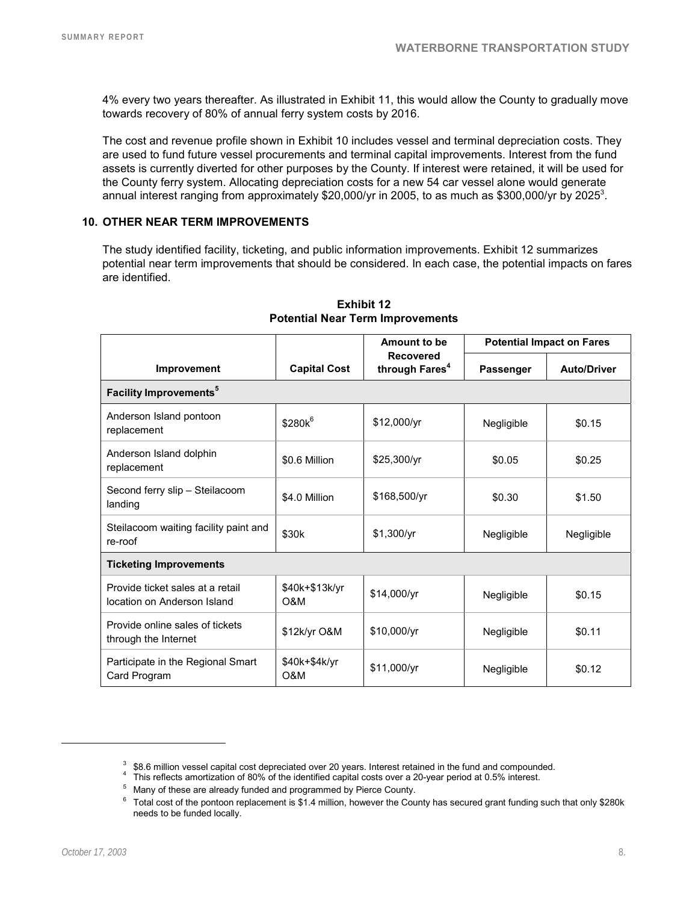4% every two years thereafter. As illustrated in Exhibit 11, this would allow the County to gradually move towards recovery of 80% of annual ferry system costs by 2016.

The cost and revenue profile shown in Exhibit 10 includes vessel and terminal depreciation costs. They are used to fund future vessel procurements and terminal capital improvements. Interest from the fund assets is currently diverted for other purposes by the County. If interest were retained, it will be used for the County ferry system. Allocating depreciation costs for a new 54 car vessel alone would generate annual interest ranging from approximately \$20,000/yr in 2005, to as much as \$300,000/yr by 2025[3].

## 10. OTHER NEAR TERM IMPROVEMENTS

The study identified facility, ticketing, and public information improvements. Exhibit 12 summarizes potential near term improvements that should be considered. In each case, the potential impacts on fares are identified.

**Exhibit 12**
**Potential Near Term Improvements**

| Improvement | Capital Cost | Amount to be Recovered through Fares[4] | Potential Impact on Fares | |
|---|---|---|---|---|
| | | | Passenger | Auto/Driver |
| **Facility Improvements[5]** | | | | |
| Anderson Island pontoon replacement | \$280k[6] | \$12,000/yr | Negligible | \$0.15 |
| Anderson Island dolphin replacement | \$0.6 Million | \$25,300/yr | \$0.05 | \$0.25 |
| Second ferry slip – Steilacoom landing | \$4.0 Million | \$168,500/yr | \$0.30 | \$1.50 |
| Steilacoom waiting facility paint and re-roof | \$30k | \$1,300/yr | Negligible | Negligible |
| **Ticketing Improvements** | | | | |
| Provide ticket sales at a retail location on Anderson Island | \$40k+\$13k/yr O&M | \$14,000/yr | Negligible | \$0.15 |
| Provide online sales of tickets through the Internet | \$12k/yr O&M | \$10,000/yr | Negligible | \$0.11 |
| Participate in the Regional Smart Card Program | \$40k+\$4k/yr O&M | \$11,000/yr | Negligible | \$0.12 |

[3] \$8.6 million vessel capital cost depreciated over 20 years. Interest retained in the fund and compounded.

[4] This reflects amortization of 80% of the identified capital costs over a 20-year period at 0.5% interest.

[5] Many of these are already funded and programmed by Pierce County.

[6] Total cost of the pontoon replacement is \$1.4 million, however the County has secured grant funding such that only \$280k needs to be funded locally.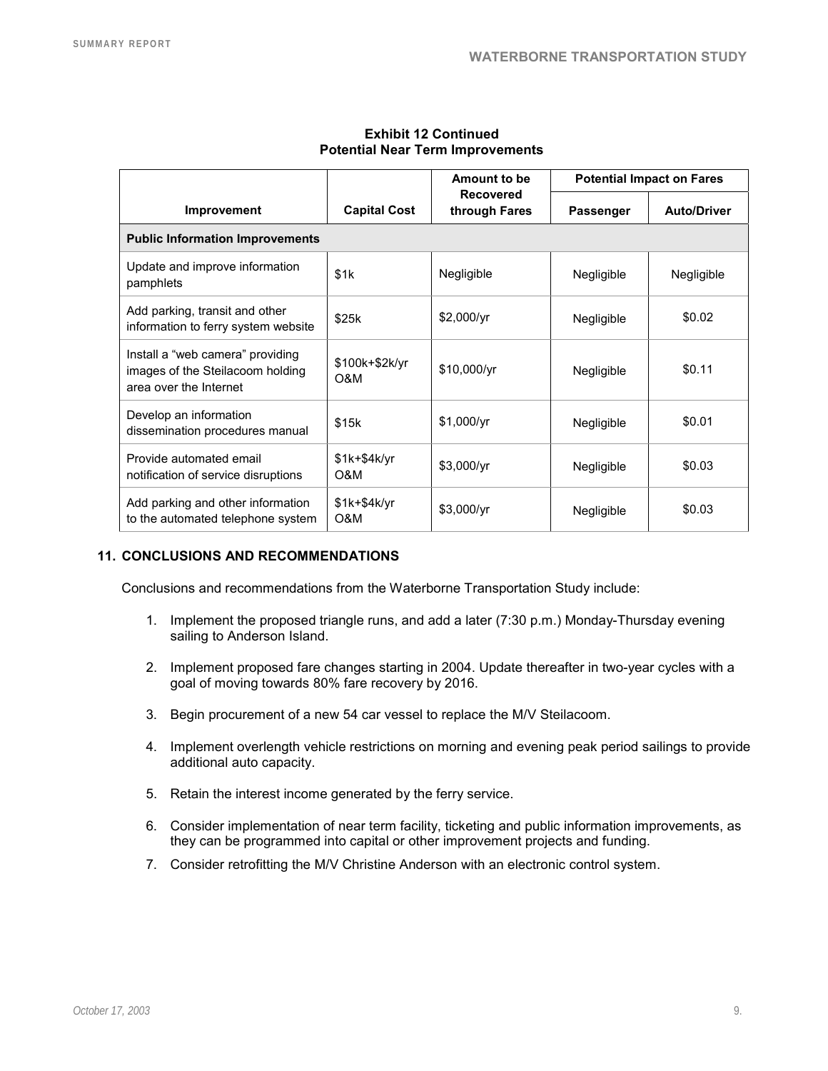**Exhibit 12 Continued**
**Potential Near Term Improvements**

| Improvement | Capital Cost | Amount to be Recovered through Fares | Potential Impact on Fares | |
|---|---|---|---|---|
| | | | Passenger | Auto/Driver |
| **Public Information Improvements** | | | | |
| Update and improve information pamphlets | $1k | Negligible | Negligible | Negligible |
| Add parking, transit and other information to ferry system website | $25k | $2,000/yr | Negligible | $0.02 |
| Install a "web camera" providing images of the Steilacoom holding area over the Internet | $100k+$2k/yr O&M | $10,000/yr | Negligible | $0.11 |
| Develop an information dissemination procedures manual | $15k | $1,000/yr | Negligible | $0.01 |
| Provide automated email notification of service disruptions | $1k+$4k/yr O&M | $3,000/yr | Negligible | $0.03 |
| Add parking and other information to the automated telephone system | $1k+$4k/yr O&M | $3,000/yr | Negligible | $0.03 |

## 11. CONCLUSIONS AND RECOMMENDATIONS

Conclusions and recommendations from the Waterborne Transportation Study include:

1. Implement the proposed triangle runs, and add a later (7:30 p.m.) Monday-Thursday evening sailing to Anderson Island.
2. Implement proposed fare changes starting in 2004. Update thereafter in two-year cycles with a goal of moving towards 80% fare recovery by 2016.
3. Begin procurement of a new 54 car vessel to replace the M/V Steilacoom.
4. Implement overlength vehicle restrictions on morning and evening peak period sailings to provide additional auto capacity.
5. Retain the interest income generated by the ferry service.
6. Consider implementation of near term facility, ticketing and public information improvements, as they can be programmed into capital or other improvement projects and funding.
7. Consider retrofitting the M/V Christine Anderson with an electronic control system.